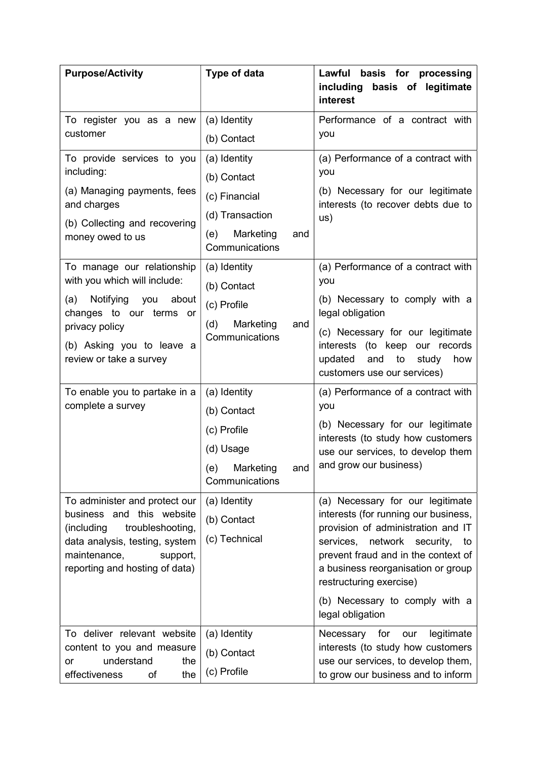| Purpose/Activity | Type of data | Lawful basis for processing including basis of legitimate interest |
| --- | --- | --- |
| To register you as a new customer | (a) Identity<br>(b) Contact | Performance of a contract with you |
| To provide services to you including:<br>(a) Managing payments, fees and charges<br>(b) Collecting and recovering money owed to us | (a) Identity<br>(b) Contact<br>(c) Financial<br>(d) Transaction<br>(e) Marketing and Communications | (a) Performance of a contract with you<br>(b) Necessary for our legitimate interests (to recover debts due to us) |
| To manage our relationship with you which will include:<br>(a) Notifying you about changes to our terms or privacy policy<br>(b) Asking you to leave a review or take a survey | (a) Identity<br>(b) Contact<br>(c) Profile<br>(d) Marketing and Communications | (a) Performance of a contract with you<br>(b) Necessary to comply with a legal obligation<br>(c) Necessary for our legitimate interests (to keep our records updated and to study how customers use our services) |
| To enable you to partake in a complete a survey | (a) Identity<br>(b) Contact<br>(c) Profile<br>(d) Usage<br>(e) Marketing and Communications | (a) Performance of a contract with you<br>(b) Necessary for our legitimate interests (to study how customers use our services, to develop them and grow our business) |
| To administer and protect our business and this website (including troubleshooting, data analysis, testing, system maintenance, support, reporting and hosting of data) | (a) Identity<br>(b) Contact<br>(c) Technical | (a) Necessary for our legitimate interests (for running our business, provision of administration and IT services, network security, to prevent fraud and in the context of a business reorganisation or group restructuring exercise)<br>(b) Necessary to comply with a legal obligation |
| To deliver relevant website content to you and measure or understand the effectiveness of the | (a) Identity<br>(b) Contact<br>(c) Profile | Necessary for our legitimate interests (to study how customers use our services, to develop them, to grow our business and to inform |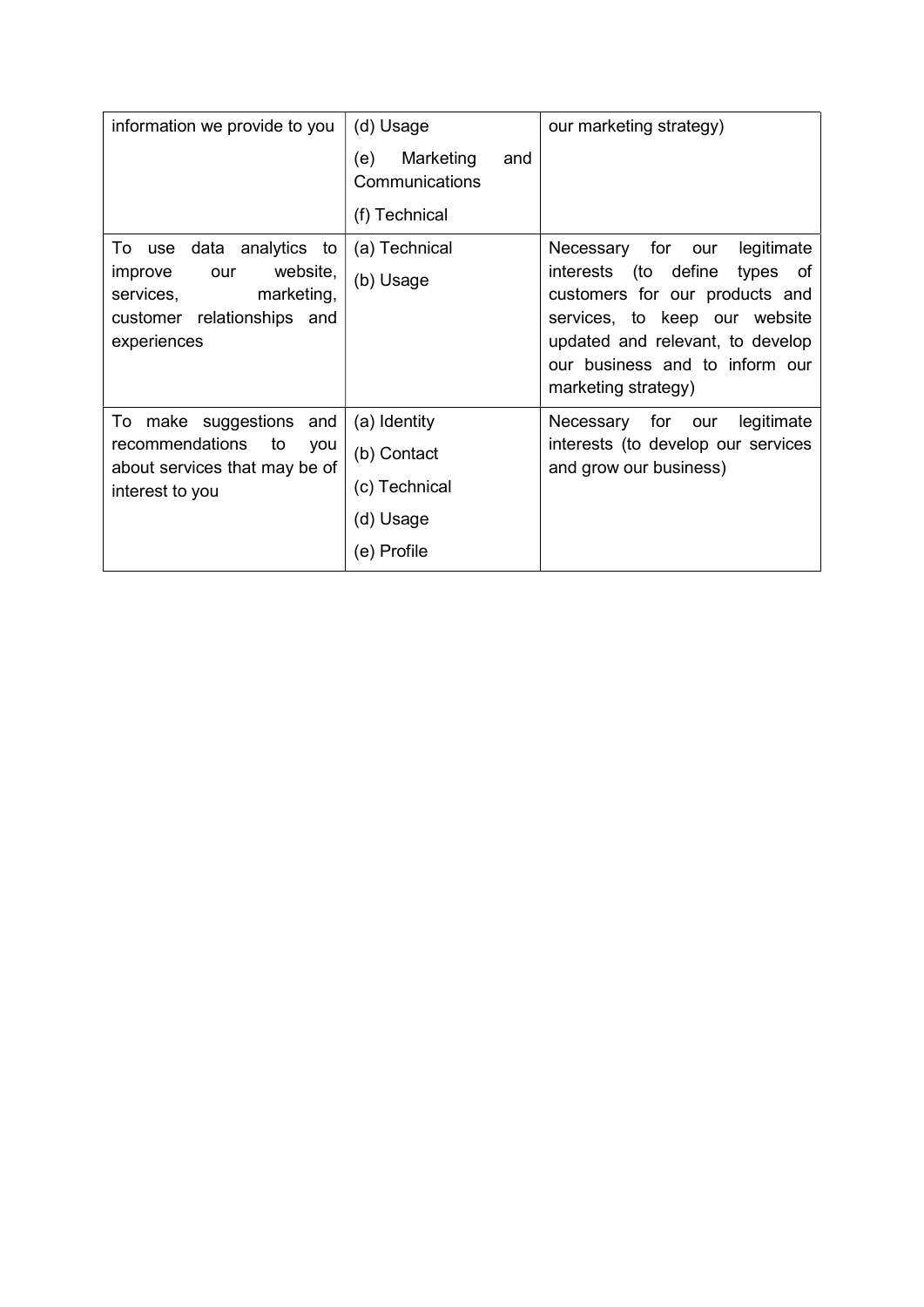| | | |
|---|---|---|
| information we provide to you | (d) Usage<br>(e) Marketing and Communications<br>(f) Technical | our marketing strategy) |
| To use data analytics to improve our website, services, marketing, customer relationships and experiences | (a) Technical<br>(b) Usage | Necessary for our legitimate interests (to define types of customers for our products and services, to keep our website updated and relevant, to develop our business and to inform our marketing strategy) |
| To make suggestions and recommendations to you about services that may be of interest to you | (a) Identity<br>(b) Contact<br>(c) Technical<br>(d) Usage<br>(e) Profile | Necessary for our legitimate interests (to develop our services and grow our business) |